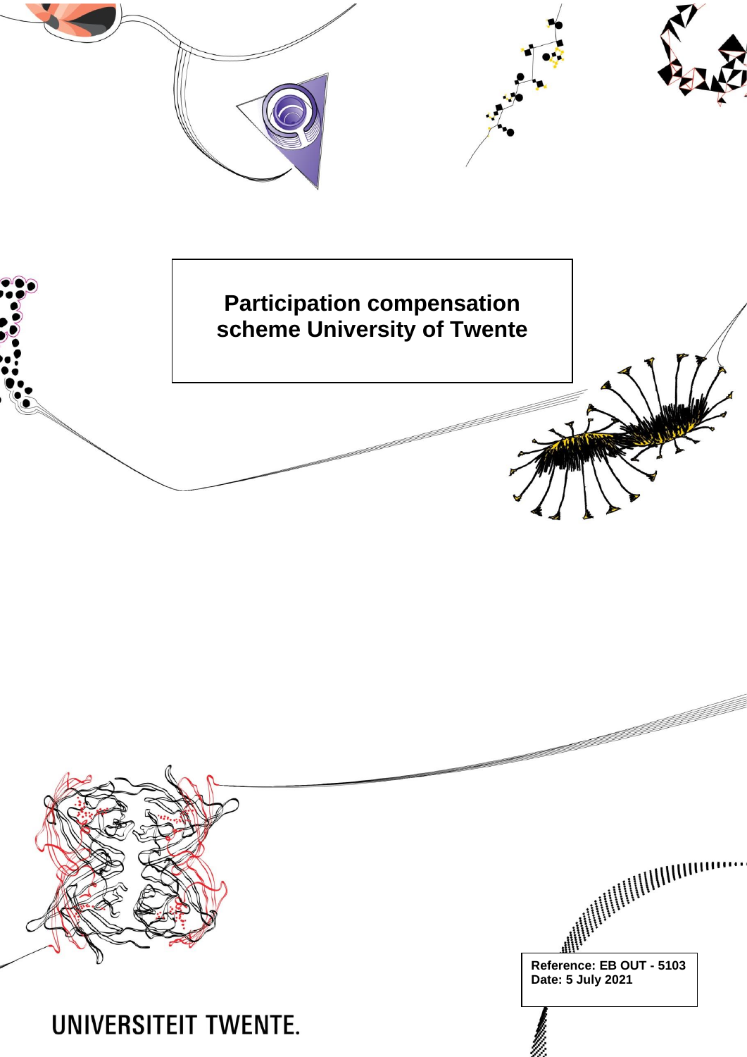# Participation compensation scheme University of Twente

**Reference: EB OUT - 5103**
**Date: 5 July 2021**

UNIVERSITEIT TWENTE.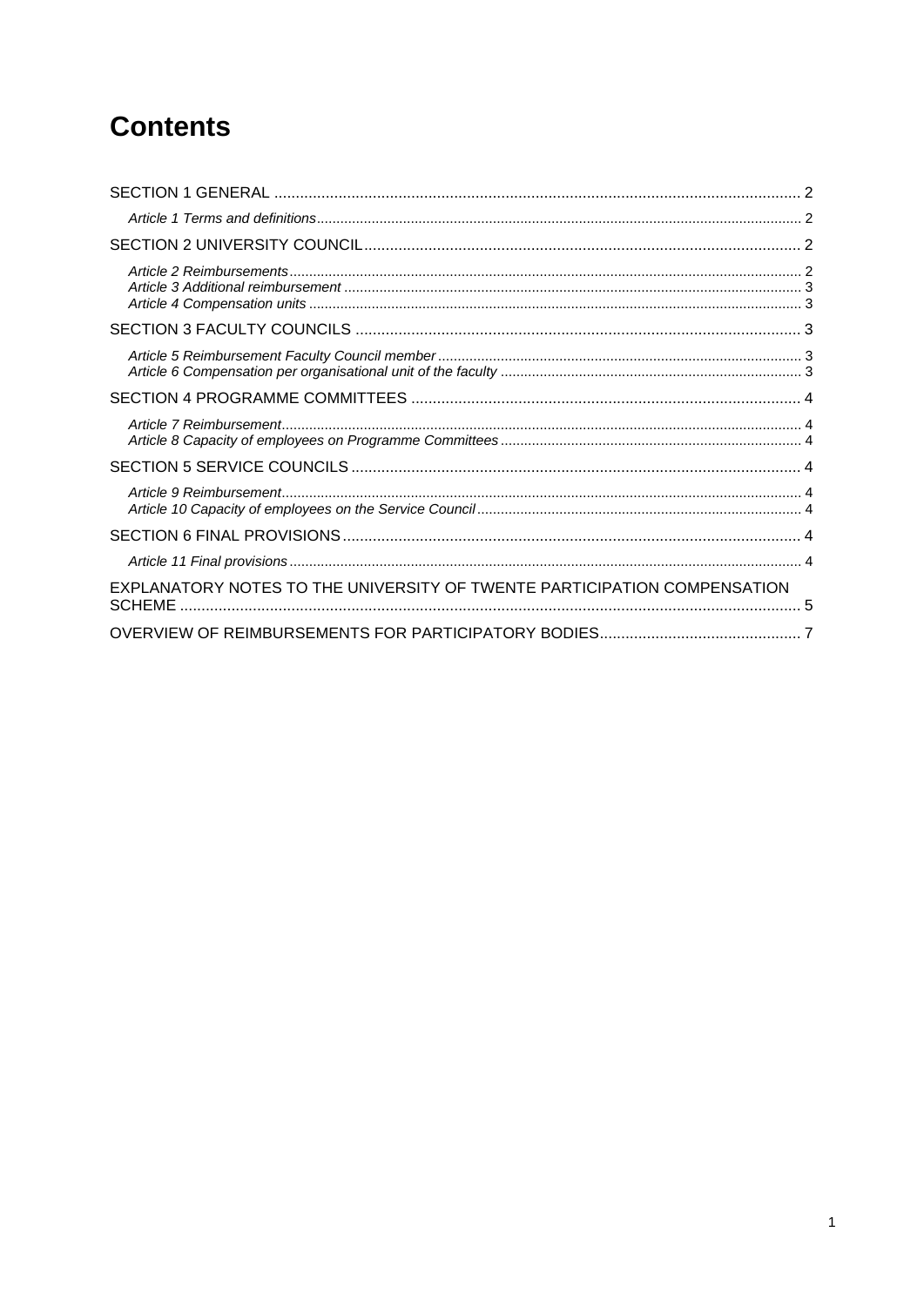# Contents

SECTION 1 GENERAL ..... 2

*Article 1 Terms and definitions* ..... 2

SECTION 2 UNIVERSITY COUNCIL ..... 2

*Article 2 Reimbursements* ..... 2
*Article 3 Additional reimbursement* ..... 3
*Article 4 Compensation units* ..... 3

SECTION 3 FACULTY COUNCILS ..... 3

*Article 5 Reimbursement Faculty Council member* ..... 3
*Article 6 Compensation per organisational unit of the faculty* ..... 3

SECTION 4 PROGRAMME COMMITTEES ..... 4

*Article 7 Reimbursement* ..... 4
*Article 8 Capacity of employees on Programme Committees* ..... 4

SECTION 5 SERVICE COUNCILS ..... 4

*Article 9 Reimbursement* ..... 4
*Article 10 Capacity of employees on the Service Council* ..... 4

SECTION 6 FINAL PROVISIONS ..... 4

*Article 11 Final provisions* ..... 4

EXPLANATORY NOTES TO THE UNIVERSITY OF TWENTE PARTICIPATION COMPENSATION SCHEME ..... 5

OVERVIEW OF REIMBURSEMENTS FOR PARTICIPATORY BODIES ..... 7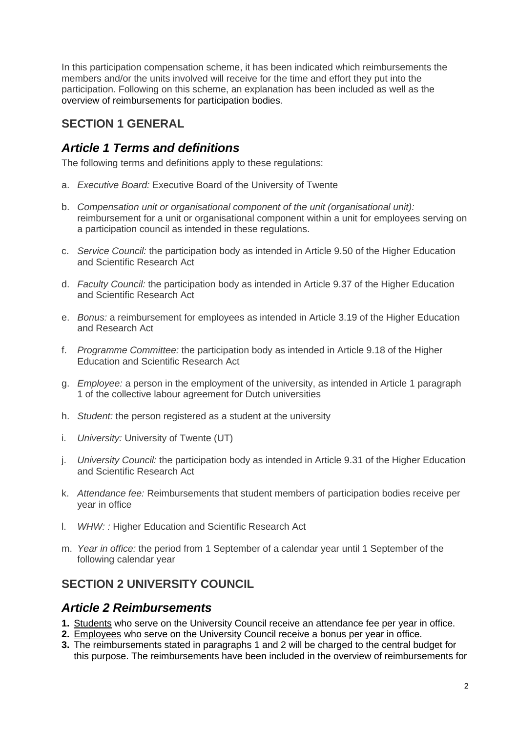In this participation compensation scheme, it has been indicated which reimbursements the members and/or the units involved will receive for the time and effort they put into the participation. Following on this scheme, an explanation has been included as well as the overview of reimbursements for participation bodies.

## SECTION 1 GENERAL

### *Article 1 Terms and definitions*

The following terms and definitions apply to these regulations:

a. *Executive Board:* Executive Board of the University of Twente

b. *Compensation unit or organisational component of the unit (organisational unit):* reimbursement for a unit or organisational component within a unit for employees serving on a participation council as intended in these regulations.

c. *Service Council:* the participation body as intended in Article 9.50 of the Higher Education and Scientific Research Act

d. *Faculty Council:* the participation body as intended in Article 9.37 of the Higher Education and Scientific Research Act

e. *Bonus:* a reimbursement for employees as intended in Article 3.19 of the Higher Education and Research Act

f. *Programme Committee:* the participation body as intended in Article 9.18 of the Higher Education and Scientific Research Act

g. *Employee:* a person in the employment of the university, as intended in Article 1 paragraph 1 of the collective labour agreement for Dutch universities

h. *Student:* the person registered as a student at the university

i. *University:* University of Twente (UT)

j. *University Council:* the participation body as intended in Article 9.31 of the Higher Education and Scientific Research Act

k. *Attendance fee:* Reimbursements that student members of participation bodies receive per year in office

l. *WHW: :* Higher Education and Scientific Research Act

m. *Year in office:* the period from 1 September of a calendar year until 1 September of the following calendar year

## SECTION 2 UNIVERSITY COUNCIL

### *Article 2 Reimbursements*

1. Students who serve on the University Council receive an attendance fee per year in office.
2. Employees who serve on the University Council receive a bonus per year in office.
3. The reimbursements stated in paragraphs 1 and 2 will be charged to the central budget for this purpose. The reimbursements have been included in the overview of reimbursements for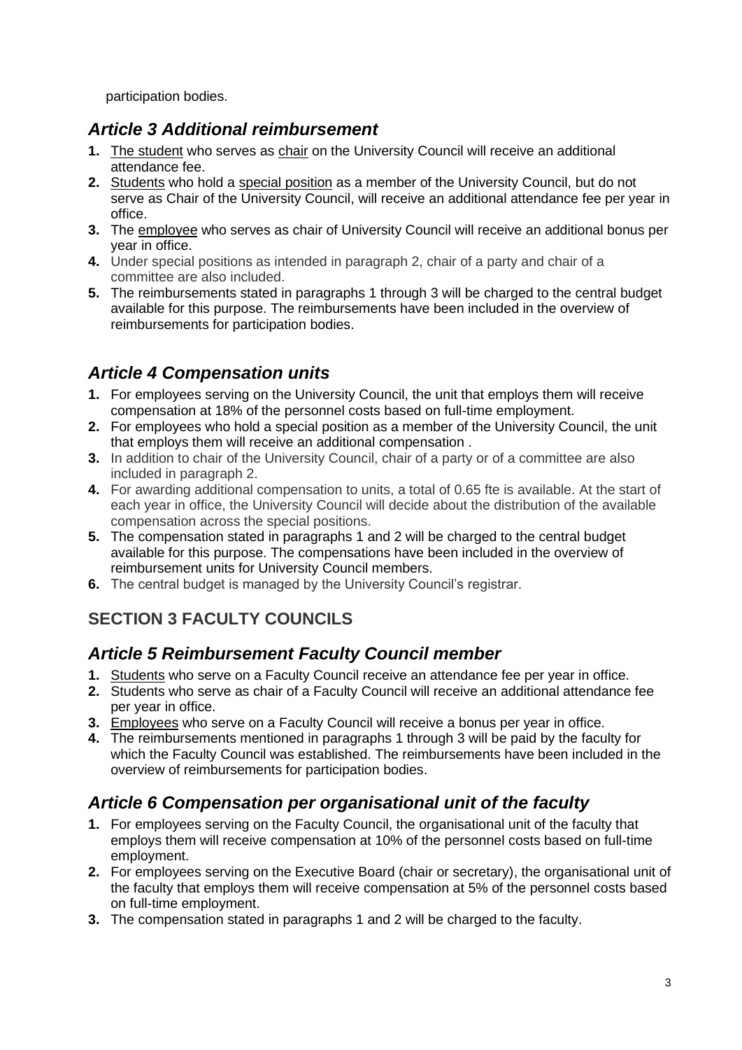participation bodies.

## *Article 3 Additional reimbursement*

1. The student who serves as chair on the University Council will receive an additional attendance fee.
2. Students who hold a special position as a member of the University Council, but do not serve as Chair of the University Council, will receive an additional attendance fee per year in office.
3. The employee who serves as chair of University Council will receive an additional bonus per year in office.
4. Under special positions as intended in paragraph 2, chair of a party and chair of a committee are also included.
5. The reimbursements stated in paragraphs 1 through 3 will be charged to the central budget available for this purpose. The reimbursements have been included in the overview of reimbursements for participation bodies.

## *Article 4 Compensation units*

1. For employees serving on the University Council, the unit that employs them will receive compensation at 18% of the personnel costs based on full-time employment.
2. For employees who hold a special position as a member of the University Council, the unit that employs them will receive an additional compensation .
3. In addition to chair of the University Council, chair of a party or of a committee are also included in paragraph 2.
4. For awarding additional compensation to units, a total of 0.65 fte is available. At the start of each year in office, the University Council will decide about the distribution of the available compensation across the special positions.
5. The compensation stated in paragraphs 1 and 2 will be charged to the central budget available for this purpose. The compensations have been included in the overview of reimbursement units for University Council members.
6. The central budget is managed by the University Council's registrar.

# SECTION 3 FACULTY COUNCILS

## *Article 5 Reimbursement Faculty Council member*

1. Students who serve on a Faculty Council receive an attendance fee per year in office.
2. Students who serve as chair of a Faculty Council will receive an additional attendance fee per year in office.
3. Employees who serve on a Faculty Council will receive a bonus per year in office.
4. The reimbursements mentioned in paragraphs 1 through 3 will be paid by the faculty for which the Faculty Council was established. The reimbursements have been included in the overview of reimbursements for participation bodies.

## *Article 6 Compensation per organisational unit of the faculty*

1. For employees serving on the Faculty Council, the organisational unit of the faculty that employs them will receive compensation at 10% of the personnel costs based on full-time employment.
2. For employees serving on the Executive Board (chair or secretary), the organisational unit of the faculty that employs them will receive compensation at 5% of the personnel costs based on full-time employment.
3. The compensation stated in paragraphs 1 and 2 will be charged to the faculty.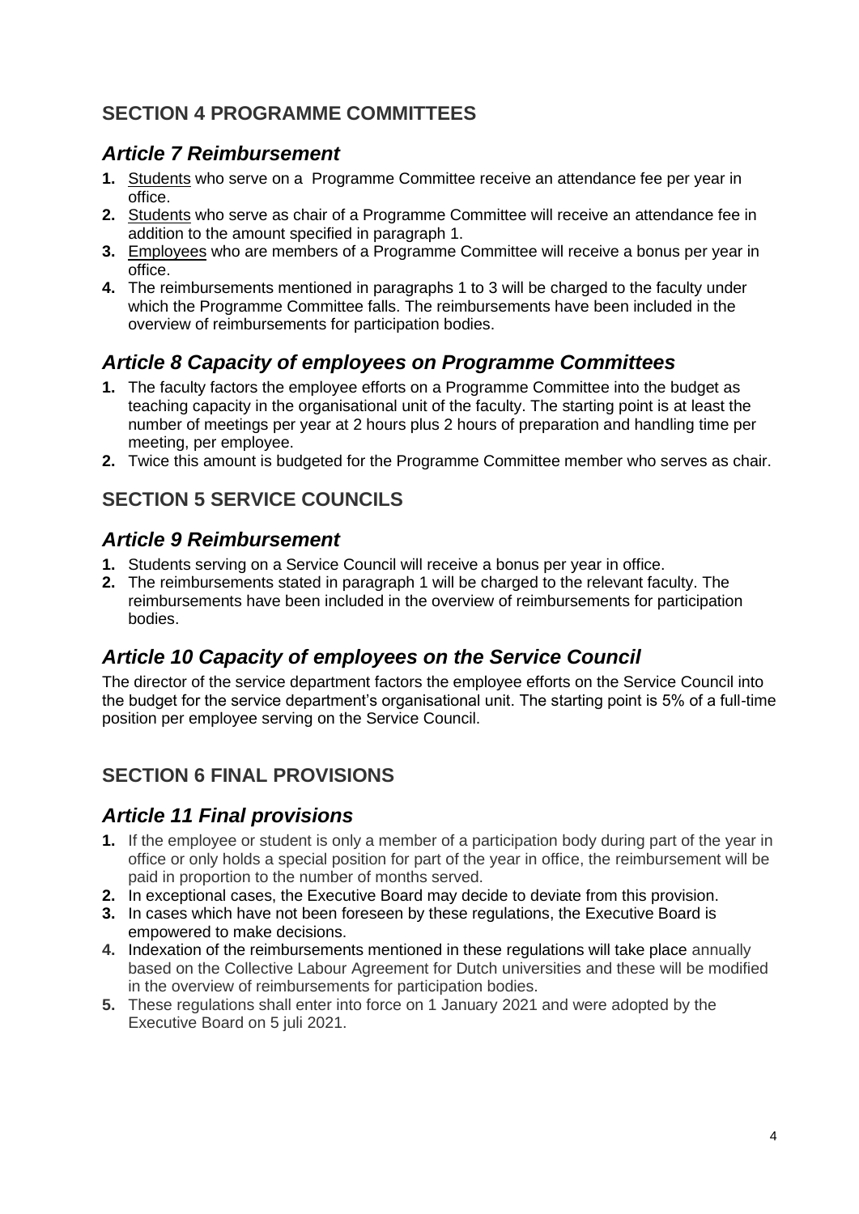## SECTION 4 PROGRAMME COMMITTEES

### *Article 7 Reimbursement*

1. Students who serve on a Programme Committee receive an attendance fee per year in office.
2. Students who serve as chair of a Programme Committee will receive an attendance fee in addition to the amount specified in paragraph 1.
3. Employees who are members of a Programme Committee will receive a bonus per year in office.
4. The reimbursements mentioned in paragraphs 1 to 3 will be charged to the faculty under which the Programme Committee falls. The reimbursements have been included in the overview of reimbursements for participation bodies.

### *Article 8 Capacity of employees on Programme Committees*

1. The faculty factors the employee efforts on a Programme Committee into the budget as teaching capacity in the organisational unit of the faculty. The starting point is at least the number of meetings per year at 2 hours plus 2 hours of preparation and handling time per meeting, per employee.
2. Twice this amount is budgeted for the Programme Committee member who serves as chair.

## SECTION 5 SERVICE COUNCILS

### *Article 9 Reimbursement*

1. Students serving on a Service Council will receive a bonus per year in office.
2. The reimbursements stated in paragraph 1 will be charged to the relevant faculty. The reimbursements have been included in the overview of reimbursements for participation bodies.

### *Article 10 Capacity of employees on the Service Council*

The director of the service department factors the employee efforts on the Service Council into the budget for the service department's organisational unit. The starting point is 5% of a full-time position per employee serving on the Service Council.

## SECTION 6 FINAL PROVISIONS

### *Article 11 Final provisions*

1. If the employee or student is only a member of a participation body during part of the year in office or only holds a special position for part of the year in office, the reimbursement will be paid in proportion to the number of months served.
2. In exceptional cases, the Executive Board may decide to deviate from this provision.
3. In cases which have not been foreseen by these regulations, the Executive Board is empowered to make decisions.
4. Indexation of the reimbursements mentioned in these regulations will take place annually based on the Collective Labour Agreement for Dutch universities and these will be modified in the overview of reimbursements for participation bodies.
5. These regulations shall enter into force on 1 January 2021 and were adopted by the Executive Board on 5 juli 2021.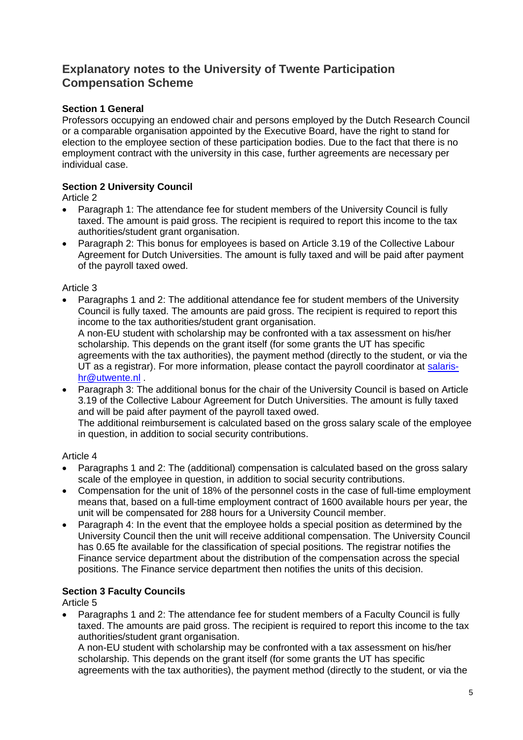## Explanatory notes to the University of Twente Participation Compensation Scheme

**Section 1 General**

Professors occupying an endowed chair and persons employed by the Dutch Research Council or a comparable organisation appointed by the Executive Board, have the right to stand for election to the employee section of these participation bodies. Due to the fact that there is no employment contract with the university in this case, further agreements are necessary per individual case.

**Section 2 University Council**

Article 2

- Paragraph 1: The attendance fee for student members of the University Council is fully taxed. The amount is paid gross. The recipient is required to report this income to the tax authorities/student grant organisation.
- Paragraph 2: This bonus for employees is based on Article 3.19 of the Collective Labour Agreement for Dutch Universities. The amount is fully taxed and will be paid after payment of the payroll taxed owed.

Article 3

- Paragraphs 1 and 2: The additional attendance fee for student members of the University Council is fully taxed. The amounts are paid gross. The recipient is required to report this income to the tax authorities/student grant organisation.
  A non-EU student with scholarship may be confronted with a tax assessment on his/her scholarship. This depends on the grant itself (for some grants the UT has specific agreements with the tax authorities), the payment method (directly to the student, or via the UT as a registrar). For more information, please contact the payroll coordinator at [salaris-hr@utwente.nl](mailto:salaris-hr@utwente.nl) .
- Paragraph 3: The additional bonus for the chair of the University Council is based on Article 3.19 of the Collective Labour Agreement for Dutch Universities. The amount is fully taxed and will be paid after payment of the payroll taxed owed.
  The additional reimbursement is calculated based on the gross salary scale of the employee in question, in addition to social security contributions.

Article 4

- Paragraphs 1 and 2: The (additional) compensation is calculated based on the gross salary scale of the employee in question, in addition to social security contributions.
- Compensation for the unit of 18% of the personnel costs in the case of full-time employment means that, based on a full-time employment contract of 1600 available hours per year, the unit will be compensated for 288 hours for a University Council member.
- Paragraph 4: In the event that the employee holds a special position as determined by the University Council then the unit will receive additional compensation. The University Council has 0.65 fte available for the classification of special positions. The registrar notifies the Finance service department about the distribution of the compensation across the special positions. The Finance service department then notifies the units of this decision.

**Section 3 Faculty Councils**

Article 5

- Paragraphs 1 and 2: The attendance fee for student members of a Faculty Council is fully taxed. The amounts are paid gross. The recipient is required to report this income to the tax authorities/student grant organisation.
  A non-EU student with scholarship may be confronted with a tax assessment on his/her scholarship. This depends on the grant itself (for some grants the UT has specific agreements with the tax authorities), the payment method (directly to the student, or via the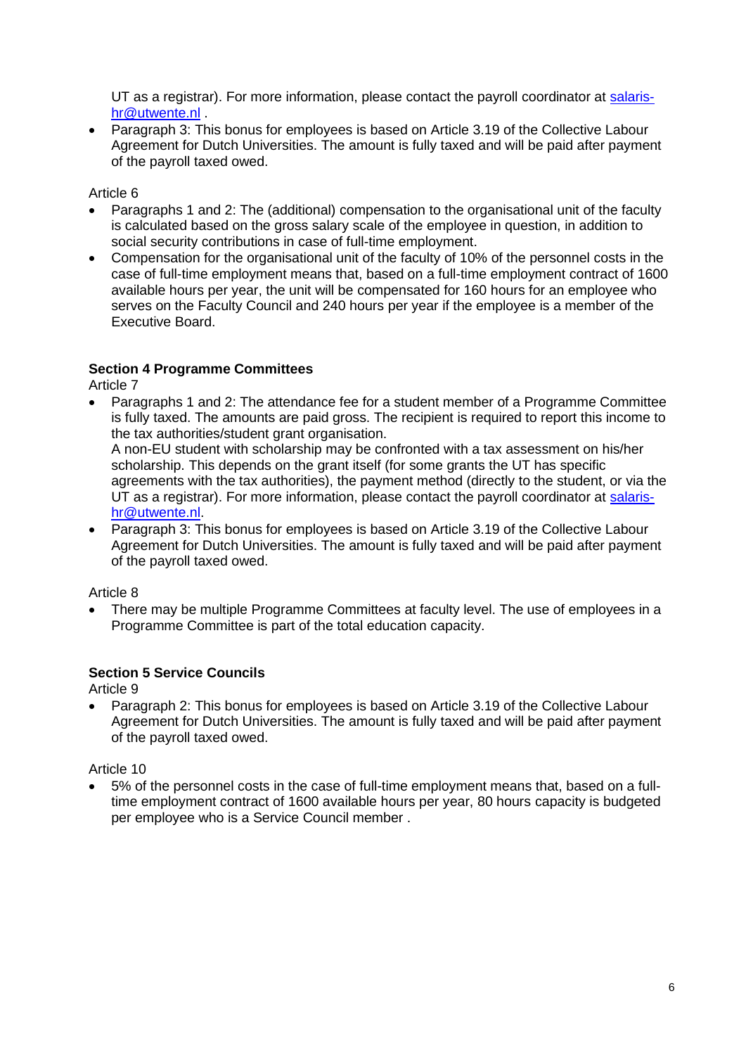UT as a registrar). For more information, please contact the payroll coordinator at [salaris-hr@utwente.nl](mailto:salaris-hr@utwente.nl) .

- Paragraph 3: This bonus for employees is based on Article 3.19 of the Collective Labour Agreement for Dutch Universities. The amount is fully taxed and will be paid after payment of the payroll taxed owed.

Article 6

- Paragraphs 1 and 2: The (additional) compensation to the organisational unit of the faculty is calculated based on the gross salary scale of the employee in question, in addition to social security contributions in case of full-time employment.
- Compensation for the organisational unit of the faculty of 10% of the personnel costs in the case of full-time employment means that, based on a full-time employment contract of 1600 available hours per year, the unit will be compensated for 160 hours for an employee who serves on the Faculty Council and 240 hours per year if the employee is a member of the Executive Board.

**Section 4 Programme Committees**

Article 7

- Paragraphs 1 and 2: The attendance fee for a student member of a Programme Committee is fully taxed. The amounts are paid gross. The recipient is required to report this income to the tax authorities/student grant organisation.
  A non-EU student with scholarship may be confronted with a tax assessment on his/her scholarship. This depends on the grant itself (for some grants the UT has specific agreements with the tax authorities), the payment method (directly to the student, or via the UT as a registrar). For more information, please contact the payroll coordinator at [salaris-hr@utwente.nl](mailto:salaris-hr@utwente.nl).
- Paragraph 3: This bonus for employees is based on Article 3.19 of the Collective Labour Agreement for Dutch Universities. The amount is fully taxed and will be paid after payment of the payroll taxed owed.

Article 8

- There may be multiple Programme Committees at faculty level. The use of employees in a Programme Committee is part of the total education capacity.

**Section 5 Service Councils**

Article 9

- Paragraph 2: This bonus for employees is based on Article 3.19 of the Collective Labour Agreement for Dutch Universities. The amount is fully taxed and will be paid after payment of the payroll taxed owed.

Article 10

- 5% of the personnel costs in the case of full-time employment means that, based on a full-time employment contract of 1600 available hours per year, 80 hours capacity is budgeted per employee who is a Service Council member .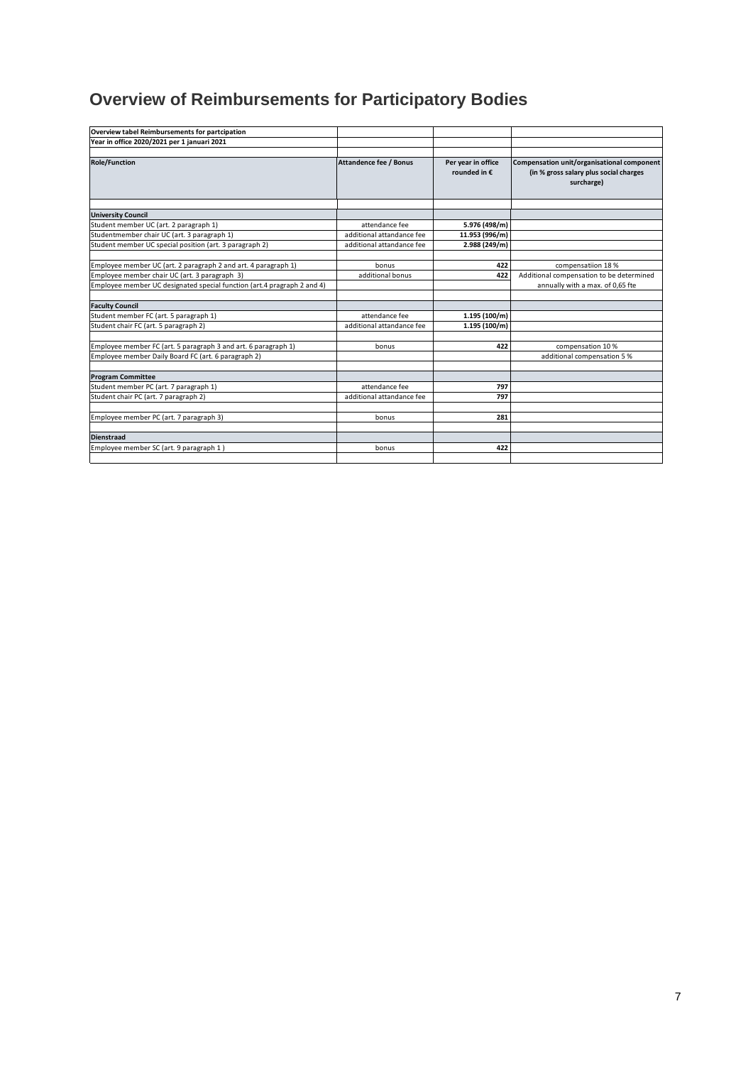# Overview of Reimbursements for Participatory Bodies

| | | | |
|---|---|---|---|
| **Overview tabel Reimbursements for partcipation** | | | |
| **Year in office 2020/2021 per 1 januari 2021** | | | |
| | | | |
| **Role/Function** | **Attandence fee / Bonus** | **Per year in office rounded in €** | **Compensation unit/organisational component (in % gross salary plus social charges surcharge)** |
| | | | |
| **University Council** | | | |
| Student member UC (art. 2 paragraph 1) | attendance fee | **5.976 (498/m)** | |
| Studentmember chair UC (art. 3 paragraph 1) | additional attandance fee | **11.953 (996/m)** | |
| Student member UC special position (art. 3 paragraph 2) | additional attandance fee | **2.988 (249/m)** | |
| | | | |
| Employee member UC (art. 2 paragraph 2 and art. 4 paragraph 1) | bonus | **422** | compensatiion 18 % |
| Employee member chair UC (art. 3 paragraph 3) | additional bonus | **422** | Additional compensation to be determined |
| Employee member UC designated special function (art.4 pragraph 2 and 4) | | | annually with a max. of 0,65 fte |
| | | | |
| **Faculty Council** | | | |
| Student member FC (art. 5 paragraph 1) | attendance fee | **1.195 (100/m)** | |
| Student chair FC (art. 5 paragraph 2) | additional attandance fee | **1.195 (100/m)** | |
| | | | |
| Employee member FC (art. 5 paragraph 3 and art. 6 paragraph 1) | bonus | **422** | compensation 10 % |
| Employee member Daily Board FC (art. 6 paragraph 2) | | | additional compensation 5 % |
| | | | |
| **Program Committee** | | | |
| Student member PC (art. 7 paragraph 1) | attendance fee | **797** | |
| Student chair PC (art. 7 paragraph 2) | additional attandance fee | **797** | |
| | | | |
| Employee member PC (art. 7 paragraph 3) | bonus | **281** | |
| | | | |
| **Dienstraad** | | | |
| Employee member SC (art. 9 paragraph 1 ) | bonus | **422** | |